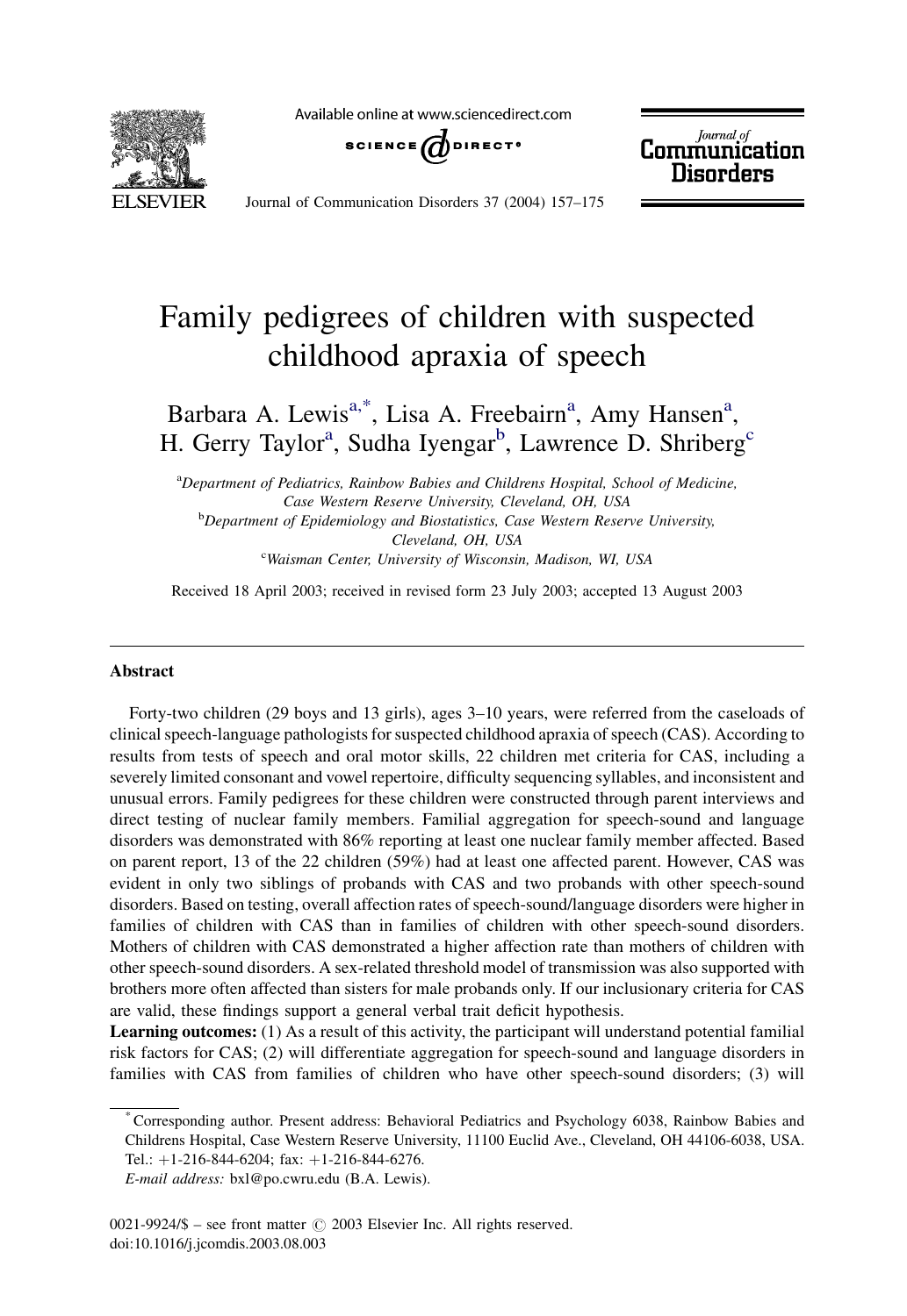# Family pedigrees of children with suspected childhood apraxia of speech

Barbara A. Lewis[a,*], Lisa A. Freebairn[a], Amy Hansen[a], H. Gerry Taylor[a], Sudha Iyengar[b], Lawrence D. Shriberg[c]

[a]*Department of Pediatrics, Rainbow Babies and Childrens Hospital, School of Medicine, Case Western Reserve University, Cleveland, OH, USA*

[b]*Department of Epidemiology and Biostatistics, Case Western Reserve University, Cleveland, OH, USA*

[c]*Waisman Center, University of Wisconsin, Madison, WI, USA*

Received 18 April 2003; received in revised form 23 July 2003; accepted 13 August 2003

## Abstract

Forty-two children (29 boys and 13 girls), ages 3–10 years, were referred from the caseloads of clinical speech-language pathologists for suspected childhood apraxia of speech (CAS). According to results from tests of speech and oral motor skills, 22 children met criteria for CAS, including a severely limited consonant and vowel repertoire, difficulty sequencing syllables, and inconsistent and unusual errors. Family pedigrees for these children were constructed through parent interviews and direct testing of nuclear family members. Familial aggregation for speech-sound and language disorders was demonstrated with 86% reporting at least one nuclear family member affected. Based on parent report, 13 of the 22 children (59%) had at least one affected parent. However, CAS was evident in only two siblings of probands with CAS and two probands with other speech-sound disorders. Based on testing, overall affection rates of speech-sound/language disorders were higher in families of children with CAS than in families of children with other speech-sound disorders. Mothers of children with CAS demonstrated a higher affection rate than mothers of children with other speech-sound disorders. A sex-related threshold model of transmission was also supported with brothers more often affected than sisters for male probands only. If our inclusionary criteria for CAS are valid, these findings support a general verbal trait deficit hypothesis.

**Learning outcomes:** (1) As a result of this activity, the participant will understand potential familial risk factors for CAS; (2) will differentiate aggregation for speech-sound and language disorders in families with CAS from families of children who have other speech-sound disorders; (3) will

---

[*] Corresponding author. Present address: Behavioral Pediatrics and Psychology 6038, Rainbow Babies and Childrens Hospital, Case Western Reserve University, 11100 Euclid Ave., Cleveland, OH 44106-6038, USA. Tel.: +1-216-844-6204; fax: +1-216-844-6276.

*E-mail address:* bxl@po.cwru.edu (B.A. Lewis).

0021-9924/$ – see front matter © 2003 Elsevier Inc. All rights reserved.
doi:10.1016/j.jcomdis.2003.08.003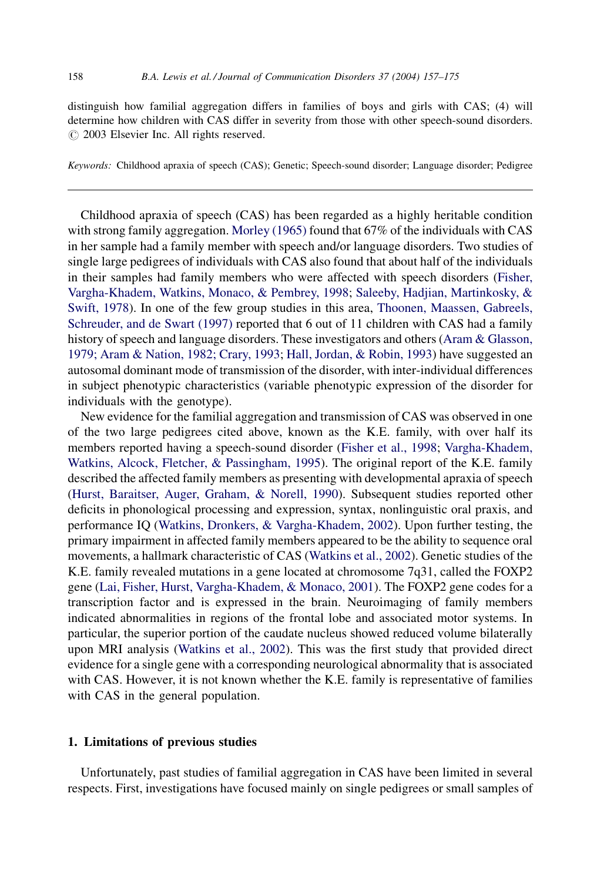distinguish how familial aggregation differs in families of boys and girls with CAS; (4) will determine how children with CAS differ in severity from those with other speech-sound disorders.
© 2003 Elsevier Inc. All rights reserved.

*Keywords:* Childhood apraxia of speech (CAS); Genetic; Speech-sound disorder; Language disorder; Pedigree

---

Childhood apraxia of speech (CAS) has been regarded as a highly heritable condition with strong family aggregation. Morley (1965) found that 67% of the individuals with CAS in her sample had a family member with speech and/or language disorders. Two studies of single large pedigrees of individuals with CAS also found that about half of the individuals in their samples had family members who were affected with speech disorders (Fisher, Vargha-Khadem, Watkins, Monaco, & Pembrey, 1998; Saleeby, Hadjian, Martinkosky, & Swift, 1978). In one of the few group studies in this area, Thoonen, Maassen, Gabreels, Schreuder, and de Swart (1997) reported that 6 out of 11 children with CAS had a family history of speech and language disorders. These investigators and others (Aram & Glasson, 1979; Aram & Nation, 1982; Crary, 1993; Hall, Jordan, & Robin, 1993) have suggested an autosomal dominant mode of transmission of the disorder, with inter-individual differences in subject phenotypic characteristics (variable phenotypic expression of the disorder for individuals with the genotype).

New evidence for the familial aggregation and transmission of CAS was observed in one of the two large pedigrees cited above, known as the K.E. family, with over half its members reported having a speech-sound disorder (Fisher et al., 1998; Vargha-Khadem, Watkins, Alcock, Fletcher, & Passingham, 1995). The original report of the K.E. family described the affected family members as presenting with developmental apraxia of speech (Hurst, Baraitser, Auger, Graham, & Norell, 1990). Subsequent studies reported other deficits in phonological processing and expression, syntax, nonlinguistic oral praxis, and performance IQ (Watkins, Dronkers, & Vargha-Khadem, 2002). Upon further testing, the primary impairment in affected family members appeared to be the ability to sequence oral movements, a hallmark characteristic of CAS (Watkins et al., 2002). Genetic studies of the K.E. family revealed mutations in a gene located at chromosome 7q31, called the FOXP2 gene (Lai, Fisher, Hurst, Vargha-Khadem, & Monaco, 2001). The FOXP2 gene codes for a transcription factor and is expressed in the brain. Neuroimaging of family members indicated abnormalities in regions of the frontal lobe and associated motor systems. In particular, the superior portion of the caudate nucleus showed reduced volume bilaterally upon MRI analysis (Watkins et al., 2002). This was the first study that provided direct evidence for a single gene with a corresponding neurological abnormality that is associated with CAS. However, it is not known whether the K.E. family is representative of families with CAS in the general population.

## 1. Limitations of previous studies

Unfortunately, past studies of familial aggregation in CAS have been limited in several respects. First, investigations have focused mainly on single pedigrees or small samples of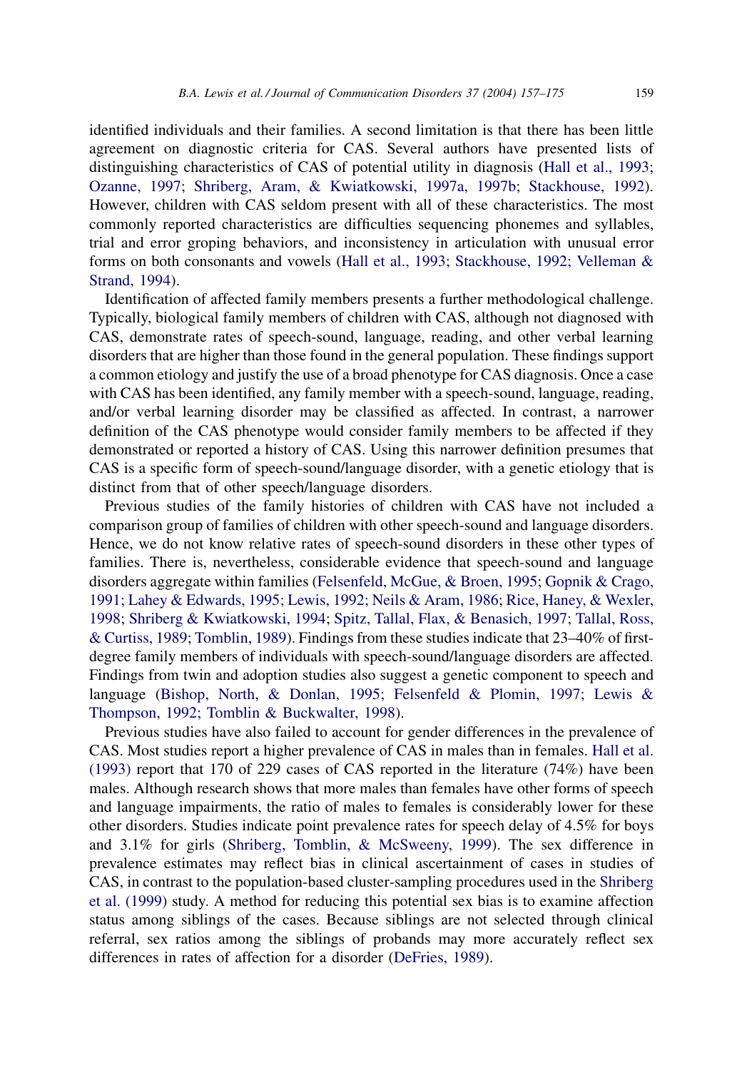identified individuals and their families. A second limitation is that there has been little agreement on diagnostic criteria for CAS. Several authors have presented lists of distinguishing characteristics of CAS of potential utility in diagnosis (Hall et al., 1993; Ozanne, 1997; Shriberg, Aram, & Kwiatkowski, 1997a, 1997b; Stackhouse, 1992). However, children with CAS seldom present with all of these characteristics. The most commonly reported characteristics are difficulties sequencing phonemes and syllables, trial and error groping behaviors, and inconsistency in articulation with unusual error forms on both consonants and vowels (Hall et al., 1993; Stackhouse, 1992; Velleman & Strand, 1994).

Identification of affected family members presents a further methodological challenge. Typically, biological family members of children with CAS, although not diagnosed with CAS, demonstrate rates of speech-sound, language, reading, and other verbal learning disorders that are higher than those found in the general population. These findings support a common etiology and justify the use of a broad phenotype for CAS diagnosis. Once a case with CAS has been identified, any family member with a speech-sound, language, reading, and/or verbal learning disorder may be classified as affected. In contrast, a narrower definition of the CAS phenotype would consider family members to be affected if they demonstrated or reported a history of CAS. Using this narrower definition presumes that CAS is a specific form of speech-sound/language disorder, with a genetic etiology that is distinct from that of other speech/language disorders.

Previous studies of the family histories of children with CAS have not included a comparison group of families of children with other speech-sound and language disorders. Hence, we do not know relative rates of speech-sound disorders in these other types of families. There is, nevertheless, considerable evidence that speech-sound and language disorders aggregate within families (Felsenfeld, McGue, & Broen, 1995; Gopnik & Crago, 1991; Lahey & Edwards, 1995; Lewis, 1992; Neils & Aram, 1986; Rice, Haney, & Wexler, 1998; Shriberg & Kwiatkowski, 1994; Spitz, Tallal, Flax, & Benasich, 1997; Tallal, Ross, & Curtiss, 1989; Tomblin, 1989). Findings from these studies indicate that 23–40% of first-degree family members of individuals with speech-sound/language disorders are affected. Findings from twin and adoption studies also suggest a genetic component to speech and language (Bishop, North, & Donlan, 1995; Felsenfeld & Plomin, 1997; Lewis & Thompson, 1992; Tomblin & Buckwalter, 1998).

Previous studies have also failed to account for gender differences in the prevalence of CAS. Most studies report a higher prevalence of CAS in males than in females. Hall et al. (1993) report that 170 of 229 cases of CAS reported in the literature (74%) have been males. Although research shows that more males than females have other forms of speech and language impairments, the ratio of males to females is considerably lower for these other disorders. Studies indicate point prevalence rates for speech delay of 4.5% for boys and 3.1% for girls (Shriberg, Tomblin, & McSweeny, 1999). The sex difference in prevalence estimates may reflect bias in clinical ascertainment of cases in studies of CAS, in contrast to the population-based cluster-sampling procedures used in the Shriberg et al. (1999) study. A method for reducing this potential sex bias is to examine affection status among siblings of the cases. Because siblings are not selected through clinical referral, sex ratios among the siblings of probands may more accurately reflect sex differences in rates of affection for a disorder (DeFries, 1989).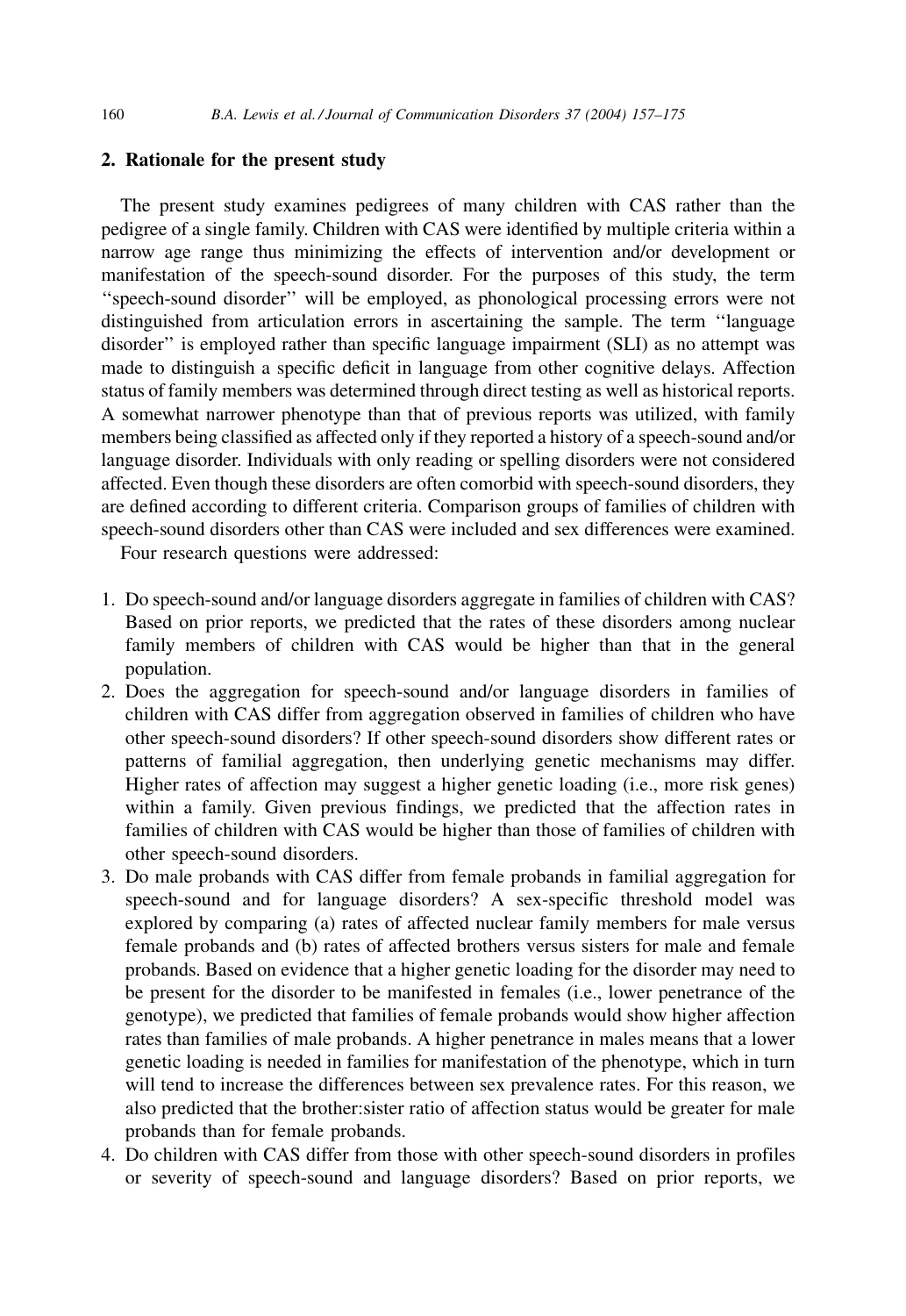## 2. Rationale for the present study

The present study examines pedigrees of many children with CAS rather than the pedigree of a single family. Children with CAS were identified by multiple criteria within a narrow age range thus minimizing the effects of intervention and/or development or manifestation of the speech-sound disorder. For the purposes of this study, the term "speech-sound disorder" will be employed, as phonological processing errors were not distinguished from articulation errors in ascertaining the sample. The term "language disorder" is employed rather than specific language impairment (SLI) as no attempt was made to distinguish a specific deficit in language from other cognitive delays. Affection status of family members was determined through direct testing as well as historical reports. A somewhat narrower phenotype than that of previous reports was utilized, with family members being classified as affected only if they reported a history of a speech-sound and/or language disorder. Individuals with only reading or spelling disorders were not considered affected. Even though these disorders are often comorbid with speech-sound disorders, they are defined according to different criteria. Comparison groups of families of children with speech-sound disorders other than CAS were included and sex differences were examined.

Four research questions were addressed:

1. Do speech-sound and/or language disorders aggregate in families of children with CAS? Based on prior reports, we predicted that the rates of these disorders among nuclear family members of children with CAS would be higher than that in the general population.
2. Does the aggregation for speech-sound and/or language disorders in families of children with CAS differ from aggregation observed in families of children who have other speech-sound disorders? If other speech-sound disorders show different rates or patterns of familial aggregation, then underlying genetic mechanisms may differ. Higher rates of affection may suggest a higher genetic loading (i.e., more risk genes) within a family. Given previous findings, we predicted that the affection rates in families of children with CAS would be higher than those of families of children with other speech-sound disorders.
3. Do male probands with CAS differ from female probands in familial aggregation for speech-sound and for language disorders? A sex-specific threshold model was explored by comparing (a) rates of affected nuclear family members for male versus female probands and (b) rates of affected brothers versus sisters for male and female probands. Based on evidence that a higher genetic loading for the disorder may need to be present for the disorder to be manifested in females (i.e., lower penetrance of the genotype), we predicted that families of female probands would show higher affection rates than families of male probands. A higher penetrance in males means that a lower genetic loading is needed in families for manifestation of the phenotype, which in turn will tend to increase the differences between sex prevalence rates. For this reason, we also predicted that the brother:sister ratio of affection status would be greater for male probands than for female probands.
4. Do children with CAS differ from those with other speech-sound disorders in profiles or severity of speech-sound and language disorders? Based on prior reports, we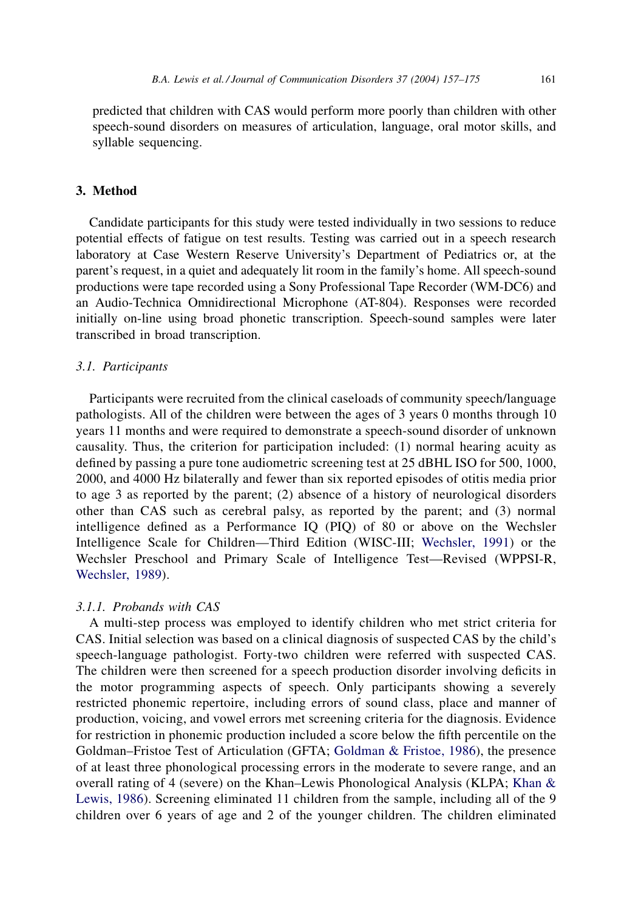predicted that children with CAS would perform more poorly than children with other speech-sound disorders on measures of articulation, language, oral motor skills, and syllable sequencing.

## 3. Method

Candidate participants for this study were tested individually in two sessions to reduce potential effects of fatigue on test results. Testing was carried out in a speech research laboratory at Case Western Reserve University's Department of Pediatrics or, at the parent's request, in a quiet and adequately lit room in the family's home. All speech-sound productions were tape recorded using a Sony Professional Tape Recorder (WM-DC6) and an Audio-Technica Omnidirectional Microphone (AT-804). Responses were recorded initially on-line using broad phonetic transcription. Speech-sound samples were later transcribed in broad transcription.

### 3.1. Participants

Participants were recruited from the clinical caseloads of community speech/language pathologists. All of the children were between the ages of 3 years 0 months through 10 years 11 months and were required to demonstrate a speech-sound disorder of unknown causality. Thus, the criterion for participation included: (1) normal hearing acuity as defined by passing a pure tone audiometric screening test at 25 dBHL ISO for 500, 1000, 2000, and 4000 Hz bilaterally and fewer than six reported episodes of otitis media prior to age 3 as reported by the parent; (2) absence of a history of neurological disorders other than CAS such as cerebral palsy, as reported by the parent; and (3) normal intelligence defined as a Performance IQ (PIQ) of 80 or above on the Wechsler Intelligence Scale for Children—Third Edition (WISC-III; Wechsler, 1991) or the Wechsler Preschool and Primary Scale of Intelligence Test—Revised (WPPSI-R, Wechsler, 1989).

#### 3.1.1. Probands with CAS

A multi-step process was employed to identify children who met strict criteria for CAS. Initial selection was based on a clinical diagnosis of suspected CAS by the child's speech-language pathologist. Forty-two children were referred with suspected CAS. The children were then screened for a speech production disorder involving deficits in the motor programming aspects of speech. Only participants showing a severely restricted phonemic repertoire, including errors of sound class, place and manner of production, voicing, and vowel errors met screening criteria for the diagnosis. Evidence for restriction in phonemic production included a score below the fifth percentile on the Goldman–Fristoe Test of Articulation (GFTA; Goldman & Fristoe, 1986), the presence of at least three phonological processing errors in the moderate to severe range, and an overall rating of 4 (severe) on the Khan–Lewis Phonological Analysis (KLPA; Khan & Lewis, 1986). Screening eliminated 11 children from the sample, including all of the 9 children over 6 years of age and 2 of the younger children. The children eliminated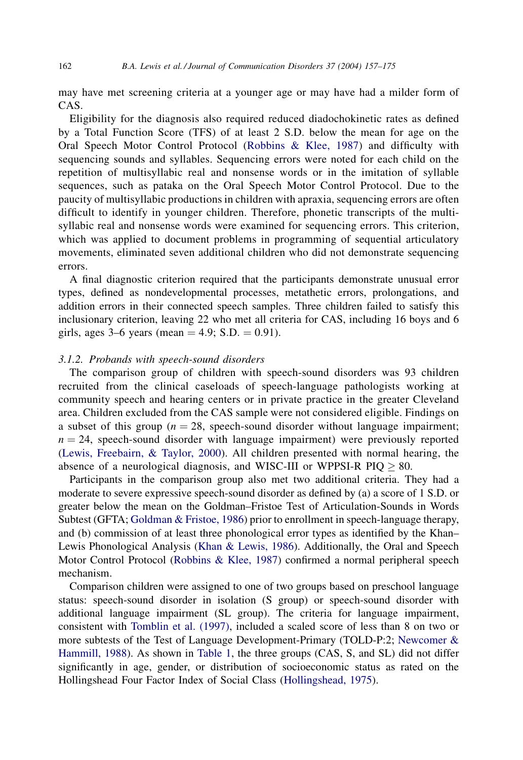may have met screening criteria at a younger age or may have had a milder form of CAS.

Eligibility for the diagnosis also required reduced diadochokinetic rates as defined by a Total Function Score (TFS) of at least 2 S.D. below the mean for age on the Oral Speech Motor Control Protocol (Robbins & Klee, 1987) and difficulty with sequencing sounds and syllables. Sequencing errors were noted for each child on the repetition of multisyllabic real and nonsense words or in the imitation of syllable sequences, such as pataka on the Oral Speech Motor Control Protocol. Due to the paucity of multisyllabic productions in children with apraxia, sequencing errors are often difficult to identify in younger children. Therefore, phonetic transcripts of the multisyllabic real and nonsense words were examined for sequencing errors. This criterion, which was applied to document problems in programming of sequential articulatory movements, eliminated seven additional children who did not demonstrate sequencing errors.

A final diagnostic criterion required that the participants demonstrate unusual error types, defined as nondevelopmental processes, metathetic errors, prolongations, and addition errors in their connected speech samples. Three children failed to satisfy this inclusionary criterion, leaving 22 who met all criteria for CAS, including 16 boys and 6 girls, ages 3–6 years (mean = 4.9; S.D. = 0.91).

### 3.1.2. *Probands with speech-sound disorders*

The comparison group of children with speech-sound disorders was 93 children recruited from the clinical caseloads of speech-language pathologists working at community speech and hearing centers or in private practice in the greater Cleveland area. Children excluded from the CAS sample were not considered eligible. Findings on a subset of this group ($n = 28$, speech-sound disorder without language impairment; $n = 24$, speech-sound disorder with language impairment) were previously reported (Lewis, Freebairn, & Taylor, 2000). All children presented with normal hearing, the absence of a neurological diagnosis, and WISC-III or WPPSI-R PIQ $\geq 80$.

Participants in the comparison group also met two additional criteria. They had a moderate to severe expressive speech-sound disorder as defined by (a) a score of 1 S.D. or greater below the mean on the Goldman–Fristoe Test of Articulation-Sounds in Words Subtest (GFTA; Goldman & Fristoe, 1986) prior to enrollment in speech-language therapy, and (b) commission of at least three phonological error types as identified by the Khan–Lewis Phonological Analysis (Khan & Lewis, 1986). Additionally, the Oral and Speech Motor Control Protocol (Robbins & Klee, 1987) confirmed a normal peripheral speech mechanism.

Comparison children were assigned to one of two groups based on preschool language status: speech-sound disorder in isolation (S group) or speech-sound disorder with additional language impairment (SL group). The criteria for language impairment, consistent with Tomblin et al. (1997), included a scaled score of less than 8 on two or more subtests of the Test of Language Development-Primary (TOLD-P:2; Newcomer & Hammill, 1988). As shown in Table 1, the three groups (CAS, S, and SL) did not differ significantly in age, gender, or distribution of socioeconomic status as rated on the Hollingshead Four Factor Index of Social Class (Hollingshead, 1975).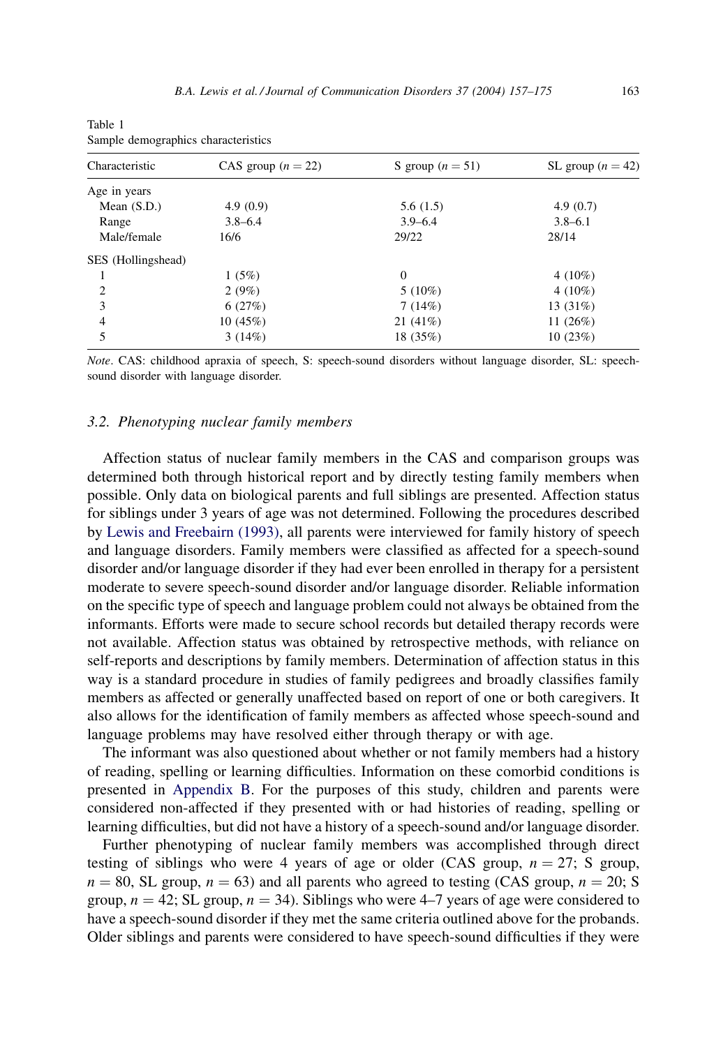Table 1
Sample demographics characteristics

| Characteristic | CAS group ($n = 22$) | S group ($n = 51$) | SL group ($n = 42$) |
|---|---|---|---|
| Age in years | | | |
| Mean (S.D.) | 4.9 (0.9) | 5.6 (1.5) | 4.9 (0.7) |
| Range | 3.8–6.4 | 3.9–6.4 | 3.8–6.1 |
| Male/female | 16/6 | 29/22 | 28/14 |
| SES (Hollingshead) | | | |
| 1 | 1 (5%) | 0 | 4 (10%) |
| 2 | 2 (9%) | 5 (10%) | 4 (10%) |
| 3 | 6 (27%) | 7 (14%) | 13 (31%) |
| 4 | 10 (45%) | 21 (41%) | 11 (26%) |
| 5 | 3 (14%) | 18 (35%) | 10 (23%) |

*Note*. CAS: childhood apraxia of speech, S: speech-sound disorders without language disorder, SL: speech-sound disorder with language disorder.

### 3.2. Phenotyping nuclear family members

Affection status of nuclear family members in the CAS and comparison groups was determined both through historical report and by directly testing family members when possible. Only data on biological parents and full siblings are presented. Affection status for siblings under 3 years of age was not determined. Following the procedures described by Lewis and Freebairn (1993), all parents were interviewed for family history of speech and language disorders. Family members were classified as affected for a speech-sound disorder and/or language disorder if they had ever been enrolled in therapy for a persistent moderate to severe speech-sound disorder and/or language disorder. Reliable information on the specific type of speech and language problem could not always be obtained from the informants. Efforts were made to secure school records but detailed therapy records were not available. Affection status was obtained by retrospective methods, with reliance on self-reports and descriptions by family members. Determination of affection status in this way is a standard procedure in studies of family pedigrees and broadly classifies family members as affected or generally unaffected based on report of one or both caregivers. It also allows for the identification of family members as affected whose speech-sound and language problems may have resolved either through therapy or with age.

The informant was also questioned about whether or not family members had a history of reading, spelling or learning difficulties. Information on these comorbid conditions is presented in Appendix B. For the purposes of this study, children and parents were considered non-affected if they presented with or had histories of reading, spelling or learning difficulties, but did not have a history of a speech-sound and/or language disorder.

Further phenotyping of nuclear family members was accomplished through direct testing of siblings who were 4 years of age or older (CAS group, $n = 27$; S group, $n = 80$, SL group, $n = 63$) and all parents who agreed to testing (CAS group, $n = 20$; S group, $n = 42$; SL group, $n = 34$). Siblings who were 4–7 years of age were considered to have a speech-sound disorder if they met the same criteria outlined above for the probands. Older siblings and parents were considered to have speech-sound difficulties if they were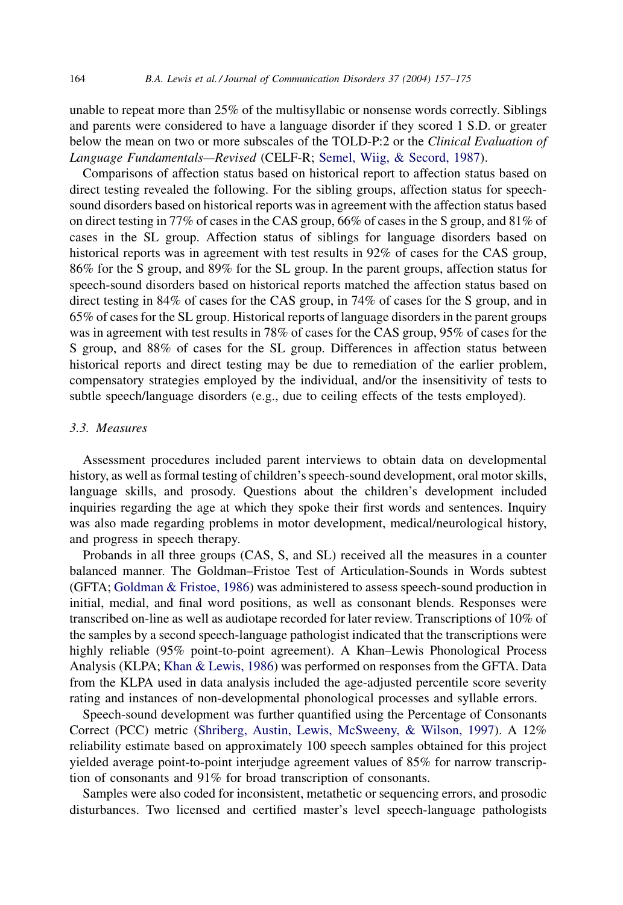unable to repeat more than 25% of the multisyllabic or nonsense words correctly. Siblings and parents were considered to have a language disorder if they scored 1 S.D. or greater below the mean on two or more subscales of the TOLD-P:2 or the *Clinical Evaluation of Language Fundamentals—Revised* (CELF-R; Semel, Wiig, & Secord, 1987).

Comparisons of affection status based on historical report to affection status based on direct testing revealed the following. For the sibling groups, affection status for speech-sound disorders based on historical reports was in agreement with the affection status based on direct testing in 77% of cases in the CAS group, 66% of cases in the S group, and 81% of cases in the SL group. Affection status of siblings for language disorders based on historical reports was in agreement with test results in 92% of cases for the CAS group, 86% for the S group, and 89% for the SL group. In the parent groups, affection status for speech-sound disorders based on historical reports matched the affection status based on direct testing in 84% of cases for the CAS group, in 74% of cases for the S group, and in 65% of cases for the SL group. Historical reports of language disorders in the parent groups was in agreement with test results in 78% of cases for the CAS group, 95% of cases for the S group, and 88% of cases for the SL group. Differences in affection status between historical reports and direct testing may be due to remediation of the earlier problem, compensatory strategies employed by the individual, and/or the insensitivity of tests to subtle speech/language disorders (e.g., due to ceiling effects of the tests employed).

### 3.3. Measures

Assessment procedures included parent interviews to obtain data on developmental history, as well as formal testing of children's speech-sound development, oral motor skills, language skills, and prosody. Questions about the children's development included inquiries regarding the age at which they spoke their first words and sentences. Inquiry was also made regarding problems in motor development, medical/neurological history, and progress in speech therapy.

Probands in all three groups (CAS, S, and SL) received all the measures in a counter balanced manner. The Goldman–Fristoe Test of Articulation-Sounds in Words subtest (GFTA; Goldman & Fristoe, 1986) was administered to assess speech-sound production in initial, medial, and final word positions, as well as consonant blends. Responses were transcribed on-line as well as audiotape recorded for later review. Transcriptions of 10% of the samples by a second speech-language pathologist indicated that the transcriptions were highly reliable (95% point-to-point agreement). A Khan–Lewis Phonological Process Analysis (KLPA; Khan & Lewis, 1986) was performed on responses from the GFTA. Data from the KLPA used in data analysis included the age-adjusted percentile score severity rating and instances of non-developmental phonological processes and syllable errors.

Speech-sound development was further quantified using the Percentage of Consonants Correct (PCC) metric (Shriberg, Austin, Lewis, McSweeny, & Wilson, 1997). A 12% reliability estimate based on approximately 100 speech samples obtained for this project yielded average point-to-point interjudge agreement values of 85% for narrow transcription of consonants and 91% for broad transcription of consonants.

Samples were also coded for inconsistent, metathetic or sequencing errors, and prosodic disturbances. Two licensed and certified master's level speech-language pathologists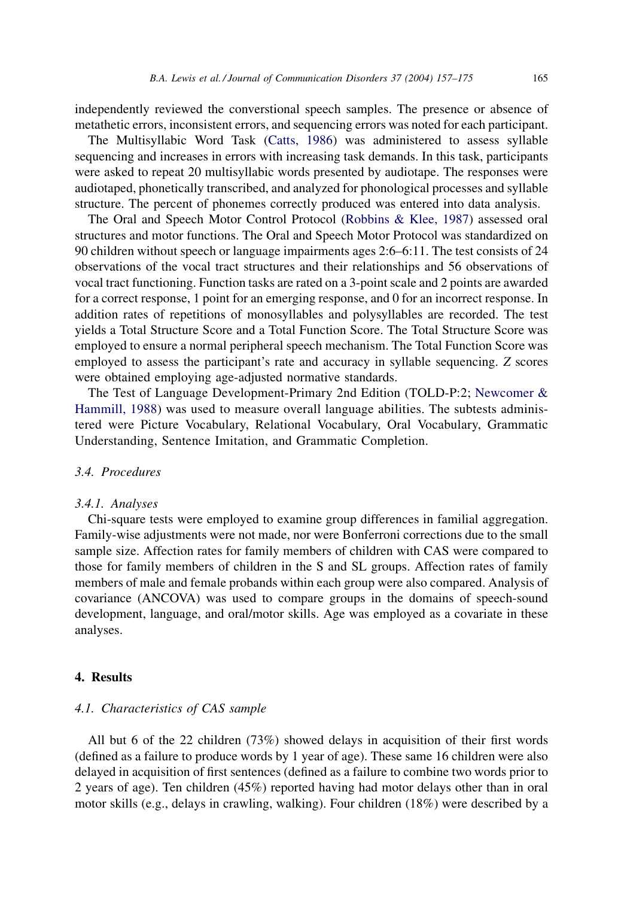independently reviewed the converstional speech samples. The presence or absence of metathetic errors, inconsistent errors, and sequencing errors was noted for each participant.

The Multisyllabic Word Task (Catts, 1986) was administered to assess syllable sequencing and increases in errors with increasing task demands. In this task, participants were asked to repeat 20 multisyllabic words presented by audiotape. The responses were audiotaped, phonetically transcribed, and analyzed for phonological processes and syllable structure. The percent of phonemes correctly produced was entered into data analysis.

The Oral and Speech Motor Control Protocol (Robbins & Klee, 1987) assessed oral structures and motor functions. The Oral and Speech Motor Protocol was standardized on 90 children without speech or language impairments ages 2:6–6:11. The test consists of 24 observations of the vocal tract structures and their relationships and 56 observations of vocal tract functioning. Function tasks are rated on a 3-point scale and 2 points are awarded for a correct response, 1 point for an emerging response, and 0 for an incorrect response. In addition rates of repetitions of monosyllables and polysyllables are recorded. The test yields a Total Structure Score and a Total Function Score. The Total Structure Score was employed to ensure a normal peripheral speech mechanism. The Total Function Score was employed to assess the participant's rate and accuracy in syllable sequencing. *Z* scores were obtained employing age-adjusted normative standards.

The Test of Language Development-Primary 2nd Edition (TOLD-P:2; Newcomer & Hammill, 1988) was used to measure overall language abilities. The subtests administered were Picture Vocabulary, Relational Vocabulary, Oral Vocabulary, Grammatic Understanding, Sentence Imitation, and Grammatic Completion.

### *3.4. Procedures*

#### *3.4.1. Analyses*

Chi-square tests were employed to examine group differences in familial aggregation. Family-wise adjustments were not made, nor were Bonferroni corrections due to the small sample size. Affection rates for family members of children with CAS were compared to those for family members of children in the S and SL groups. Affection rates of family members of male and female probands within each group were also compared. Analysis of covariance (ANCOVA) was used to compare groups in the domains of speech-sound development, language, and oral/motor skills. Age was employed as a covariate in these analyses.

## 4. Results

### *4.1. Characteristics of CAS sample*

All but 6 of the 22 children (73%) showed delays in acquisition of their first words (defined as a failure to produce words by 1 year of age). These same 16 children were also delayed in acquisition of first sentences (defined as a failure to combine two words prior to 2 years of age). Ten children (45%) reported having had motor delays other than in oral motor skills (e.g., delays in crawling, walking). Four children (18%) were described by a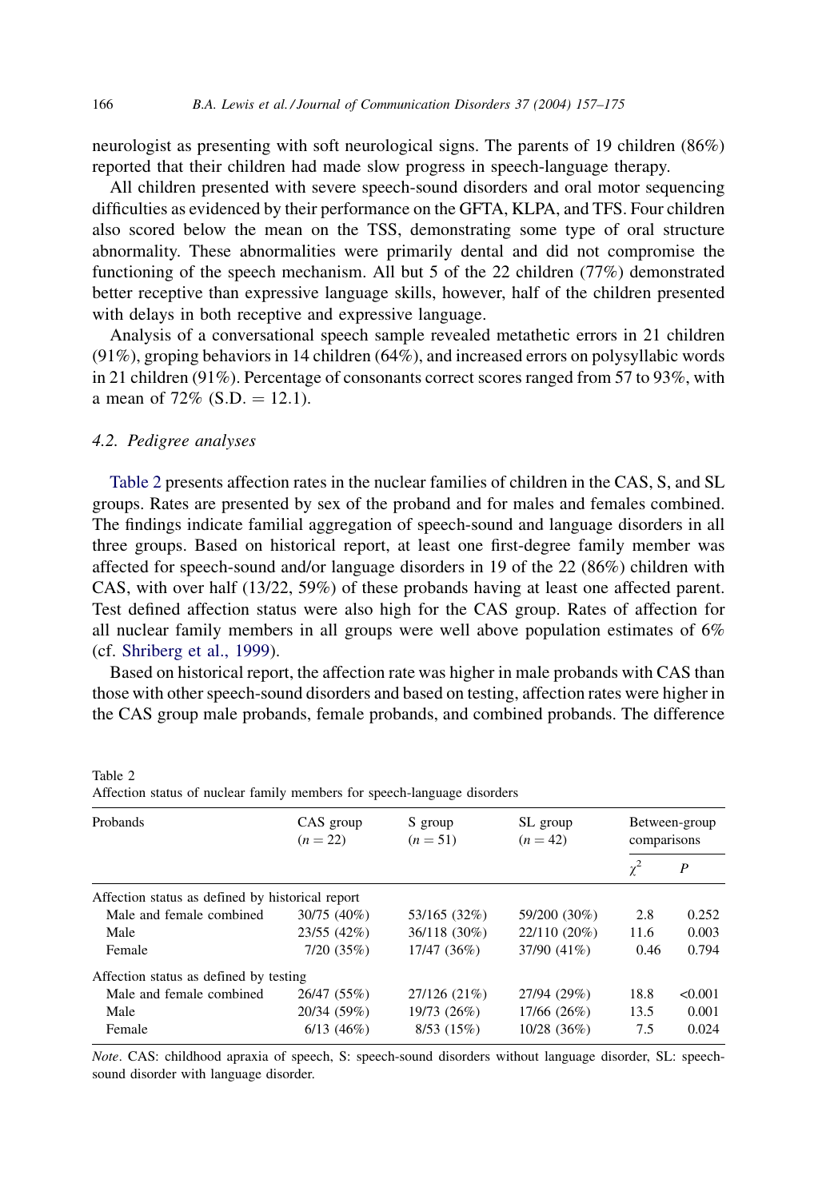neurologist as presenting with soft neurological signs. The parents of 19 children (86%) reported that their children had made slow progress in speech-language therapy.

All children presented with severe speech-sound disorders and oral motor sequencing difficulties as evidenced by their performance on the GFTA, KLPA, and TFS. Four children also scored below the mean on the TSS, demonstrating some type of oral structure abnormality. These abnormalities were primarily dental and did not compromise the functioning of the speech mechanism. All but 5 of the 22 children (77%) demonstrated better receptive than expressive language skills, however, half of the children presented with delays in both receptive and expressive language.

Analysis of a conversational speech sample revealed metathetic errors in 21 children (91%), groping behaviors in 14 children (64%), and increased errors on polysyllabic words in 21 children (91%). Percentage of consonants correct scores ranged from 57 to 93%, with a mean of 72% (S.D. = 12.1).

### 4.2. Pedigree analyses

Table 2 presents affection rates in the nuclear families of children in the CAS, S, and SL groups. Rates are presented by sex of the proband and for males and females combined. The findings indicate familial aggregation of speech-sound and language disorders in all three groups. Based on historical report, at least one first-degree family member was affected for speech-sound and/or language disorders in 19 of the 22 (86%) children with CAS, with over half (13/22, 59%) of these probands having at least one affected parent. Test defined affection status were also high for the CAS group. Rates of affection for all nuclear family members in all groups were well above population estimates of 6% (cf. Shriberg et al., 1999).

Based on historical report, the affection rate was higher in male probands with CAS than those with other speech-sound disorders and based on testing, affection rates were higher in the CAS group male probands, female probands, and combined probands. The difference

Table 2
Affection status of nuclear family members for speech-language disorders

| Probands | CAS group ($n = 22$) | S group ($n = 51$) | SL group ($n = 42$) | Between-group comparisons | |
|---|---|---|---|---|---|
| | | | | $\chi^2$ | $P$ |
| *Affection status as defined by historical report* | | | | | |
| Male and female combined | 30/75 (40%) | 53/165 (32%) | 59/200 (30%) | 2.8 | 0.252 |
| Male | 23/55 (42%) | 36/118 (30%) | 22/110 (20%) | 11.6 | 0.003 |
| Female | 7/20 (35%) | 17/47 (36%) | 37/90 (41%) | 0.46 | 0.794 |
| *Affection status as defined by testing* | | | | | |
| Male and female combined | 26/47 (55%) | 27/126 (21%) | 27/94 (29%) | 18.8 | <0.001 |
| Male | 20/34 (59%) | 19/73 (26%) | 17/66 (26%) | 13.5 | 0.001 |
| Female | 6/13 (46%) | 8/53 (15%) | 10/28 (36%) | 7.5 | 0.024 |

*Note*. CAS: childhood apraxia of speech, S: speech-sound disorders without language disorder, SL: speech-sound disorder with language disorder.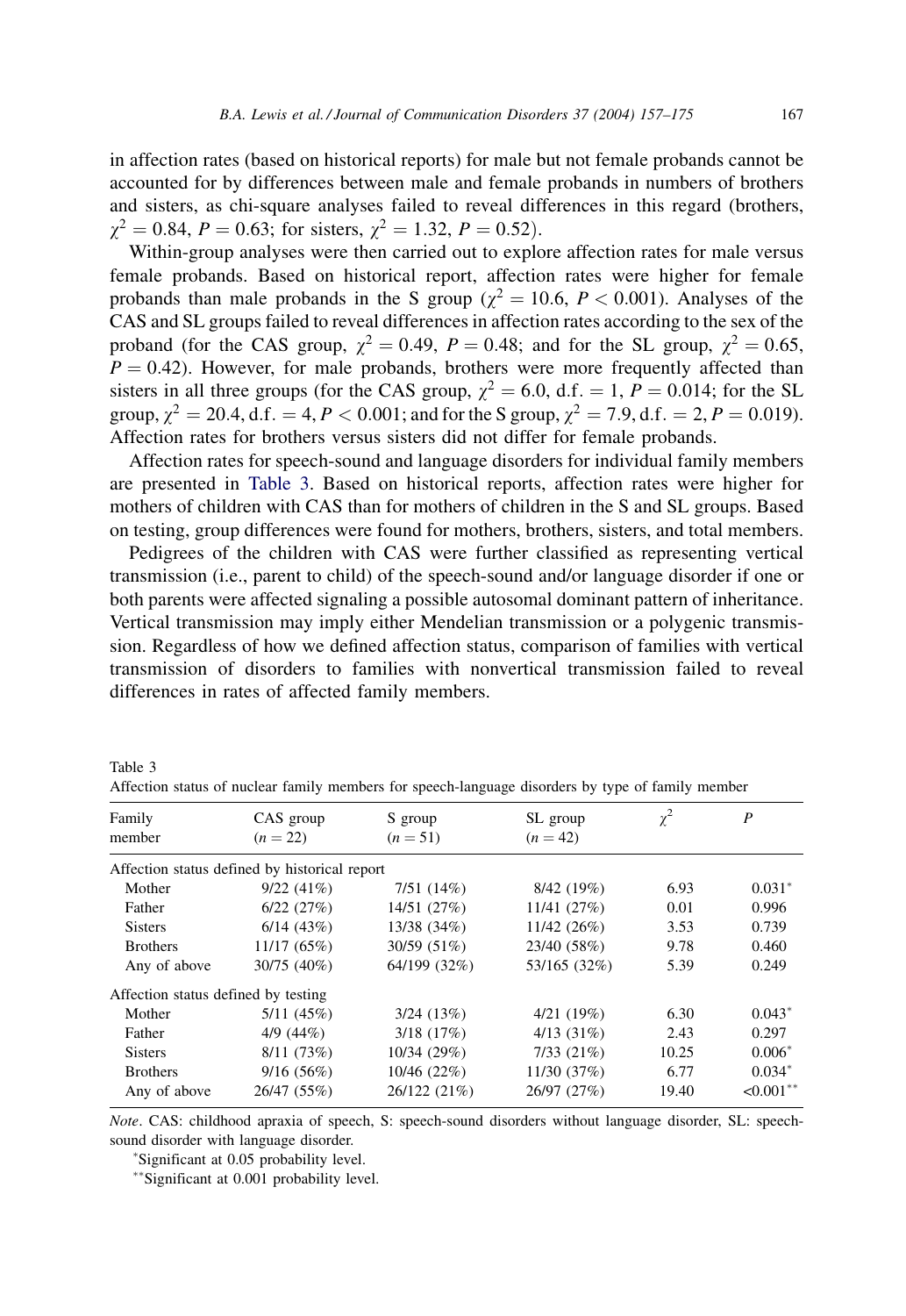in affection rates (based on historical reports) for male but not female probands cannot be accounted for by differences between male and female probands in numbers of brothers and sisters, as chi-square analyses failed to reveal differences in this regard (brothers, $\chi^2 = 0.84$, $P = 0.63$; for sisters, $\chi^2 = 1.32$, $P = 0.52$).

Within-group analyses were then carried out to explore affection rates for male versus female probands. Based on historical report, affection rates were higher for female probands than male probands in the S group ($\chi^2 = 10.6$, $P < 0.001$). Analyses of the CAS and SL groups failed to reveal differences in affection rates according to the sex of the proband (for the CAS group, $\chi^2 = 0.49$, $P = 0.48$; and for the SL group, $\chi^2 = 0.65$, $P = 0.42$). However, for male probands, brothers were more frequently affected than sisters in all three groups (for the CAS group, $\chi^2 = 6.0$, d.f. $= 1$, $P = 0.014$; for the SL group, $\chi^2 = 20.4$, d.f. $= 4$, $P < 0.001$; and for the S group, $\chi^2 = 7.9$, d.f. $= 2$, $P = 0.019$). Affection rates for brothers versus sisters did not differ for female probands.

Affection rates for speech-sound and language disorders for individual family members are presented in Table 3. Based on historical reports, affection rates were higher for mothers of children with CAS than for mothers of children in the S and SL groups. Based on testing, group differences were found for mothers, brothers, sisters, and total members.

Pedigrees of the children with CAS were further classified as representing vertical transmission (i.e., parent to child) of the speech-sound and/or language disorder if one or both parents were affected signaling a possible autosomal dominant pattern of inheritance. Vertical transmission may imply either Mendelian transmission or a polygenic transmission. Regardless of how we defined affection status, comparison of families with vertical transmission of disorders to families with nonvertical transmission failed to reveal differences in rates of affected family members.

Table 3
Affection status of nuclear family members for speech-language disorders by type of family member

| Family member | CAS group ($n = 22$) | S group ($n = 51$) | SL group ($n = 42$) | $\chi^2$ | $P$ |
|---|---|---|---|---|---|
| Affection status defined by historical report | | | | | |
| Mother | 9/22 (41%) | 7/51 (14%) | 8/42 (19%) | 6.93 | 0.031* |
| Father | 6/22 (27%) | 14/51 (27%) | 11/41 (27%) | 0.01 | 0.996 |
| Sisters | 6/14 (43%) | 13/38 (34%) | 11/42 (26%) | 3.53 | 0.739 |
| Brothers | 11/17 (65%) | 30/59 (51%) | 23/40 (58%) | 9.78 | 0.460 |
| Any of above | 30/75 (40%) | 64/199 (32%) | 53/165 (32%) | 5.39 | 0.249 |
| Affection status defined by testing | | | | | |
| Mother | 5/11 (45%) | 3/24 (13%) | 4/21 (19%) | 6.30 | 0.043* |
| Father | 4/9 (44%) | 3/18 (17%) | 4/13 (31%) | 2.43 | 0.297 |
| Sisters | 8/11 (73%) | 10/34 (29%) | 7/33 (21%) | 10.25 | 0.006* |
| Brothers | 9/16 (56%) | 10/46 (22%) | 11/30 (37%) | 6.77 | 0.034* |
| Any of above | 26/47 (55%) | 26/122 (21%) | 26/97 (27%) | 19.40 | <0.001** |

*Note*. CAS: childhood apraxia of speech, S: speech-sound disorders without language disorder, SL: speech-sound disorder with language disorder.

*Significant at 0.05 probability level.

**Significant at 0.001 probability level.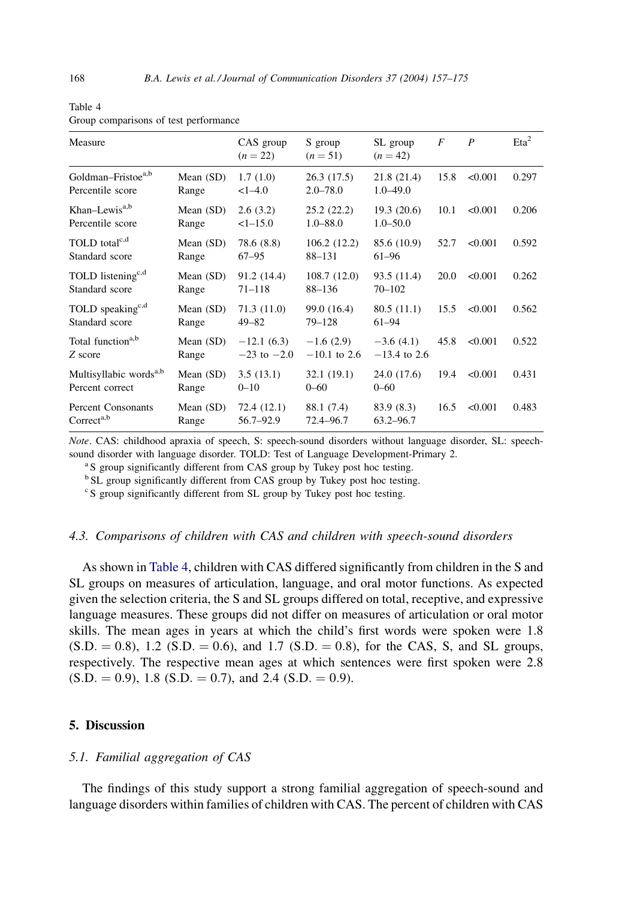Table 4
Group comparisons of test performance

| Measure | | CAS group ($n = 22$) | S group ($n = 51$) | SL group ($n = 42$) | $F$ | $P$ | Eta[2] |
|---|---|---|---|---|---|---|---|
| Goldman–Fristoe[a,b] | Mean (SD) | 1.7 (1.0) | 26.3 (17.5) | 21.8 (21.4) | 15.8 | <0.001 | 0.297 |
| Percentile score | Range | <1–4.0 | 2.0–78.0 | 1.0–49.0 | | | |
| Khan–Lewis[a,b] | Mean (SD) | 2.6 (3.2) | 25.2 (22.2) | 19.3 (20.6) | 10.1 | <0.001 | 0.206 |
| Percentile score | Range | <1–15.0 | 1.0–88.0 | 1.0–50.0 | | | |
| TOLD total[c,d] | Mean (SD) | 78.6 (8.8) | 106.2 (12.2) | 85.6 (10.9) | 52.7 | <0.001 | 0.592 |
| Standard score | Range | 67–95 | 88–131 | 61–96 | | | |
| TOLD listening[c,d] | Mean (SD) | 91.2 (14.4) | 108.7 (12.0) | 93.5 (11.4) | 20.0 | <0.001 | 0.262 |
| Standard score | Range | 71–118 | 88–136 | 70–102 | | | |
| TOLD speaking[c,d] | Mean (SD) | 71.3 (11.0) | 99.0 (16.4) | 80.5 (11.1) | 15.5 | <0.001 | 0.562 |
| Standard score | Range | 49–82 | 79–128 | 61–94 | | | |
| Total function[a,b] | Mean (SD) | −12.1 (6.3) | −1.6 (2.9) | −3.6 (4.1) | 45.8 | <0.001 | 0.522 |
| $Z$ score | Range | −23 to −2.0 | −10.1 to 2.6 | −13.4 to 2.6 | | | |
| Multisyllabic words[a,b] | Mean (SD) | 3.5 (13.1) | 32.1 (19.1) | 24.0 (17.6) | 19.4 | <0.001 | 0.431 |
| Percent correct | Range | 0–10 | 0–60 | 0–60 | | | |
| Percent Consonants Correct[a,b] | Mean (SD) | 72.4 (12.1) | 88.1 (7.4) | 83.9 (8.3) | 16.5 | <0.001 | 0.483 |
| | Range | 56.7–92.9 | 72.4–96.7 | 63.2–96.7 | | | |

*Note*. CAS: childhood apraxia of speech, S: speech-sound disorders without language disorder, SL: speech-sound disorder with language disorder. TOLD: Test of Language Development-Primary 2.

[a] S group significantly different from CAS group by Tukey post hoc testing.

[b] SL group significantly different from CAS group by Tukey post hoc testing.

[c] S group significantly different from SL group by Tukey post hoc testing.

### *4.3. Comparisons of children with CAS and children with speech-sound disorders*

As shown in Table 4, children with CAS differed significantly from children in the S and SL groups on measures of articulation, language, and oral motor functions. As expected given the selection criteria, the S and SL groups differed on total, receptive, and expressive language measures. These groups did not differ on measures of articulation or oral motor skills. The mean ages in years at which the child's first words were spoken were 1.8 (S.D. = 0.8), 1.2 (S.D. = 0.6), and 1.7 (S.D. = 0.8), for the CAS, S, and SL groups, respectively. The respective mean ages at which sentences were first spoken were 2.8 (S.D. = 0.9), 1.8 (S.D. = 0.7), and 2.4 (S.D. = 0.9).

## 5. Discussion

### *5.1. Familial aggregation of CAS*

The findings of this study support a strong familial aggregation of speech-sound and language disorders within families of children with CAS. The percent of children with CAS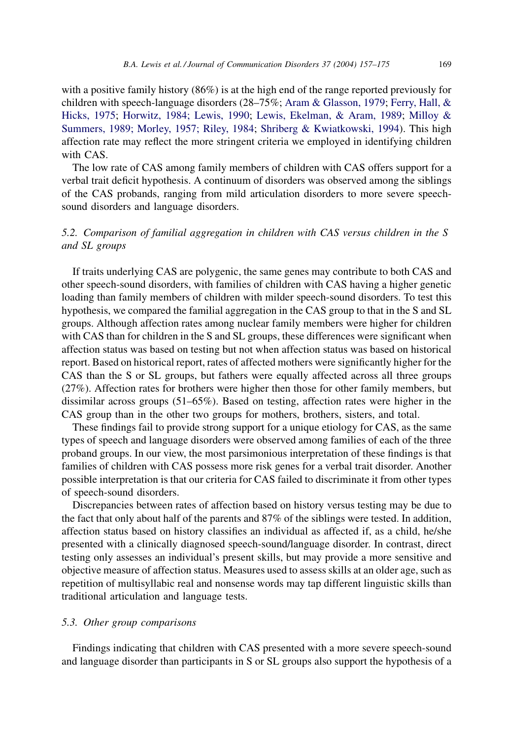with a positive family history (86%) is at the high end of the range reported previously for children with speech-language disorders (28–75%; Aram & Glasson, 1979; Ferry, Hall, & Hicks, 1975; Horwitz, 1984; Lewis, 1990; Lewis, Ekelman, & Aram, 1989; Milloy & Summers, 1989; Morley, 1957; Riley, 1984; Shriberg & Kwiatkowski, 1994). This high affection rate may reflect the more stringent criteria we employed in identifying children with CAS.

The low rate of CAS among family members of children with CAS offers support for a verbal trait deficit hypothesis. A continuum of disorders was observed among the siblings of the CAS probands, ranging from mild articulation disorders to more severe speech-sound disorders and language disorders.

### 5.2. *Comparison of familial aggregation in children with CAS versus children in the S and SL groups*

If traits underlying CAS are polygenic, the same genes may contribute to both CAS and other speech-sound disorders, with families of children with CAS having a higher genetic loading than family members of children with milder speech-sound disorders. To test this hypothesis, we compared the familial aggregation in the CAS group to that in the S and SL groups. Although affection rates among nuclear family members were higher for children with CAS than for children in the S and SL groups, these differences were significant when affection status was based on testing but not when affection status was based on historical report. Based on historical report, rates of affected mothers were significantly higher for the CAS than the S or SL groups, but fathers were equally affected across all three groups (27%). Affection rates for brothers were higher then those for other family members, but dissimilar across groups (51–65%). Based on testing, affection rates were higher in the CAS group than in the other two groups for mothers, brothers, sisters, and total.

These findings fail to provide strong support for a unique etiology for CAS, as the same types of speech and language disorders were observed among families of each of the three proband groups. In our view, the most parsimonious interpretation of these findings is that families of children with CAS possess more risk genes for a verbal trait disorder. Another possible interpretation is that our criteria for CAS failed to discriminate it from other types of speech-sound disorders.

Discrepancies between rates of affection based on history versus testing may be due to the fact that only about half of the parents and 87% of the siblings were tested. In addition, affection status based on history classifies an individual as affected if, as a child, he/she presented with a clinically diagnosed speech-sound/language disorder. In contrast, direct testing only assesses an individual's present skills, but may provide a more sensitive and objective measure of affection status. Measures used to assess skills at an older age, such as repetition of multisyllabic real and nonsense words may tap different linguistic skills than traditional articulation and language tests.

### 5.3. *Other group comparisons*

Findings indicating that children with CAS presented with a more severe speech-sound and language disorder than participants in S or SL groups also support the hypothesis of a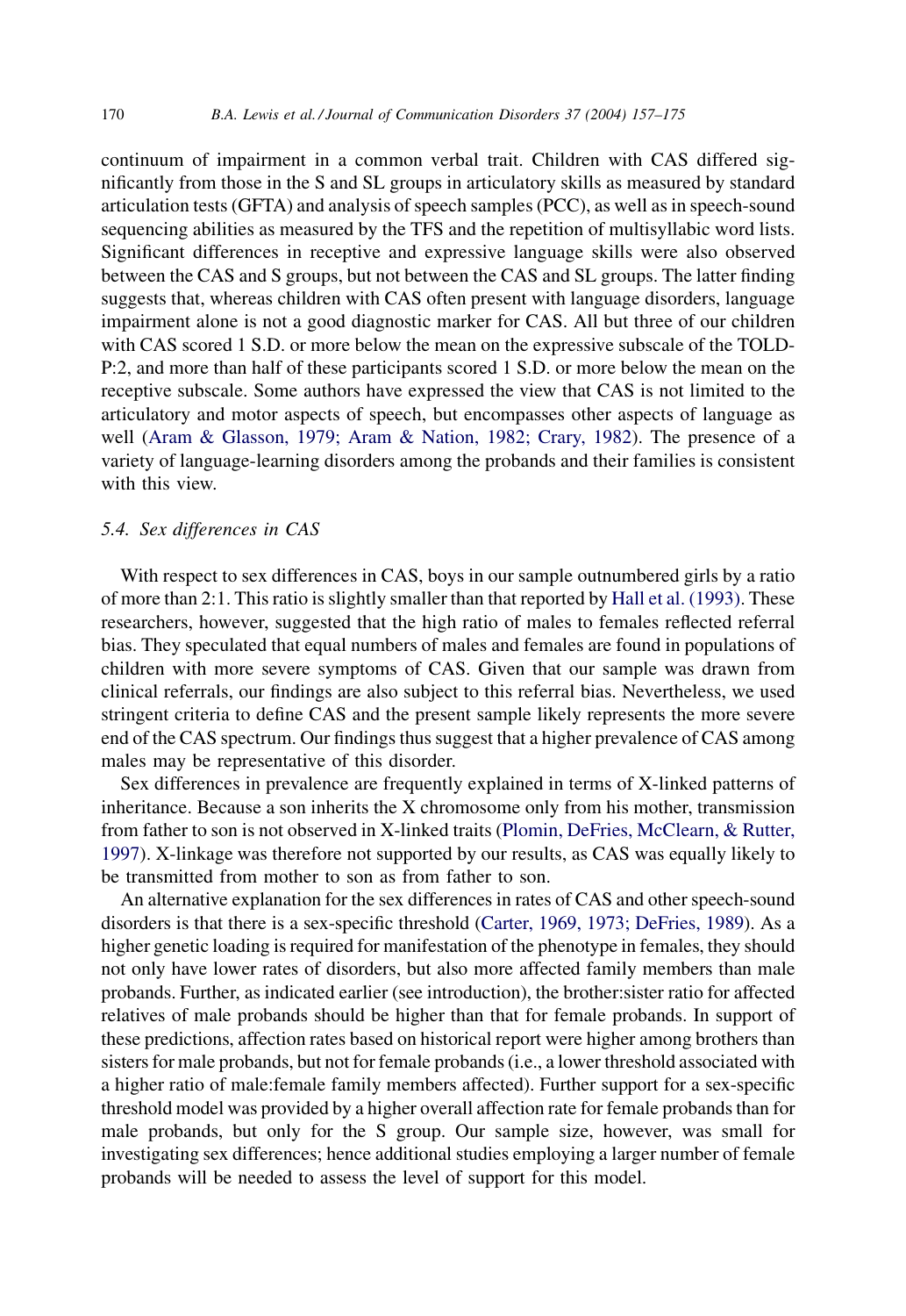continuum of impairment in a common verbal trait. Children with CAS differed significantly from those in the S and SL groups in articulatory skills as measured by standard articulation tests (GFTA) and analysis of speech samples (PCC), as well as in speech-sound sequencing abilities as measured by the TFS and the repetition of multisyllabic word lists. Significant differences in receptive and expressive language skills were also observed between the CAS and S groups, but not between the CAS and SL groups. The latter finding suggests that, whereas children with CAS often present with language disorders, language impairment alone is not a good diagnostic marker for CAS. All but three of our children with CAS scored 1 S.D. or more below the mean on the expressive subscale of the TOLD-P:2, and more than half of these participants scored 1 S.D. or more below the mean on the receptive subscale. Some authors have expressed the view that CAS is not limited to the articulatory and motor aspects of speech, but encompasses other aspects of language as well (Aram & Glasson, 1979; Aram & Nation, 1982; Crary, 1982). The presence of a variety of language-learning disorders among the probands and their families is consistent with this view.

### 5.4. Sex differences in CAS

With respect to sex differences in CAS, boys in our sample outnumbered girls by a ratio of more than 2:1. This ratio is slightly smaller than that reported by Hall et al. (1993). These researchers, however, suggested that the high ratio of males to females reflected referral bias. They speculated that equal numbers of males and females are found in populations of children with more severe symptoms of CAS. Given that our sample was drawn from clinical referrals, our findings are also subject to this referral bias. Nevertheless, we used stringent criteria to define CAS and the present sample likely represents the more severe end of the CAS spectrum. Our findings thus suggest that a higher prevalence of CAS among males may be representative of this disorder.

Sex differences in prevalence are frequently explained in terms of X-linked patterns of inheritance. Because a son inherits the X chromosome only from his mother, transmission from father to son is not observed in X-linked traits (Plomin, DeFries, McClearn, & Rutter, 1997). X-linkage was therefore not supported by our results, as CAS was equally likely to be transmitted from mother to son as from father to son.

An alternative explanation for the sex differences in rates of CAS and other speech-sound disorders is that there is a sex-specific threshold (Carter, 1969, 1973; DeFries, 1989). As a higher genetic loading is required for manifestation of the phenotype in females, they should not only have lower rates of disorders, but also more affected family members than male probands. Further, as indicated earlier (see introduction), the brother:sister ratio for affected relatives of male probands should be higher than that for female probands. In support of these predictions, affection rates based on historical report were higher among brothers than sisters for male probands, but not for female probands (i.e., a lower threshold associated with a higher ratio of male:female family members affected). Further support for a sex-specific threshold model was provided by a higher overall affection rate for female probands than for male probands, but only for the S group. Our sample size, however, was small for investigating sex differences; hence additional studies employing a larger number of female probands will be needed to assess the level of support for this model.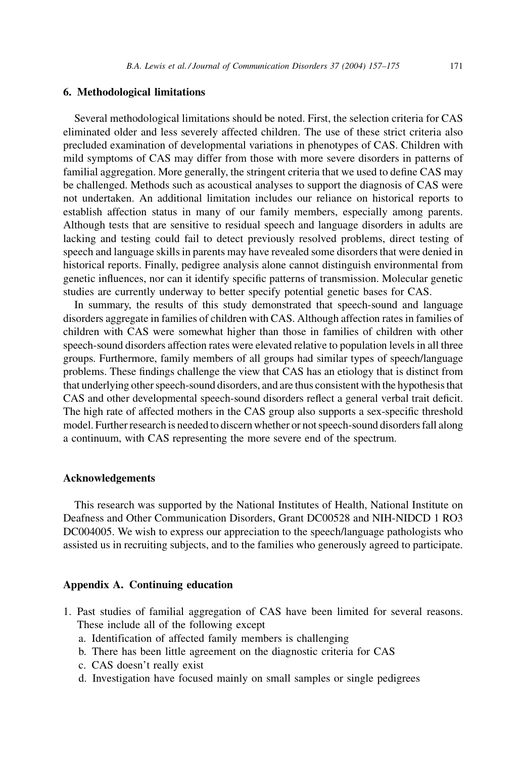## 6. Methodological limitations

Several methodological limitations should be noted. First, the selection criteria for CAS eliminated older and less severely affected children. The use of these strict criteria also precluded examination of developmental variations in phenotypes of CAS. Children with mild symptoms of CAS may differ from those with more severe disorders in patterns of familial aggregation. More generally, the stringent criteria that we used to define CAS may be challenged. Methods such as acoustical analyses to support the diagnosis of CAS were not undertaken. An additional limitation includes our reliance on historical reports to establish affection status in many of our family members, especially among parents. Although tests that are sensitive to residual speech and language disorders in adults are lacking and testing could fail to detect previously resolved problems, direct testing of speech and language skills in parents may have revealed some disorders that were denied in historical reports. Finally, pedigree analysis alone cannot distinguish environmental from genetic influences, nor can it identify specific patterns of transmission. Molecular genetic studies are currently underway to better specify potential genetic bases for CAS.

In summary, the results of this study demonstrated that speech-sound and language disorders aggregate in families of children with CAS. Although affection rates in families of children with CAS were somewhat higher than those in families of children with other speech-sound disorders affection rates were elevated relative to population levels in all three groups. Furthermore, family members of all groups had similar types of speech/language problems. These findings challenge the view that CAS has an etiology that is distinct from that underlying other speech-sound disorders, and are thus consistent with the hypothesis that CAS and other developmental speech-sound disorders reflect a general verbal trait deficit. The high rate of affected mothers in the CAS group also supports a sex-specific threshold model. Further research is needed to discern whether or not speech-sound disorders fall along a continuum, with CAS representing the more severe end of the spectrum.

## Acknowledgements

This research was supported by the National Institutes of Health, National Institute on Deafness and Other Communication Disorders, Grant DC00528 and NIH-NIDCD 1 RO3 DC004005. We wish to express our appreciation to the speech/language pathologists who assisted us in recruiting subjects, and to the families who generously agreed to participate.

## Appendix A. Continuing education

1. Past studies of familial aggregation of CAS have been limited for several reasons. These include all of the following except
   a. Identification of affected family members is challenging
   b. There has been little agreement on the diagnostic criteria for CAS
   c. CAS doesn't really exist
   d. Investigation have focused mainly on small samples or single pedigrees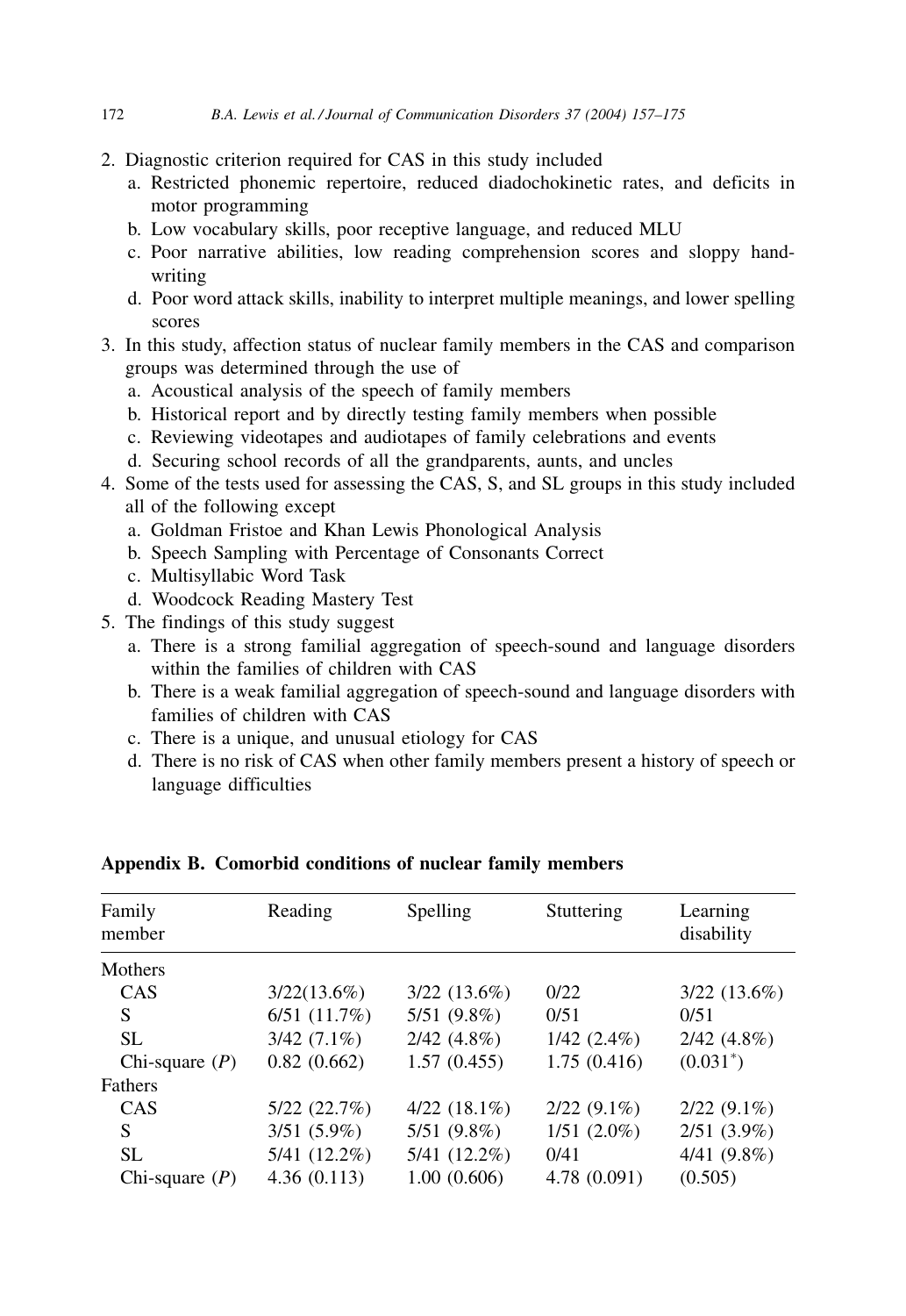2. Diagnostic criterion required for CAS in this study included
   a. Restricted phonemic repertoire, reduced diadochokinetic rates, and deficits in motor programming
   b. Low vocabulary skills, poor receptive language, and reduced MLU
   c. Poor narrative abilities, low reading comprehension scores and sloppy handwriting
   d. Poor word attack skills, inability to interpret multiple meanings, and lower spelling scores
3. In this study, affection status of nuclear family members in the CAS and comparison groups was determined through the use of
   a. Acoustical analysis of the speech of family members
   b. Historical report and by directly testing family members when possible
   c. Reviewing videotapes and audiotapes of family celebrations and events
   d. Securing school records of all the grandparents, aunts, and uncles
4. Some of the tests used for assessing the CAS, S, and SL groups in this study included all of the following except
   a. Goldman Fristoe and Khan Lewis Phonological Analysis
   b. Speech Sampling with Percentage of Consonants Correct
   c. Multisyllabic Word Task
   d. Woodcock Reading Mastery Test
5. The findings of this study suggest
   a. There is a strong familial aggregation of speech-sound and language disorders within the families of children with CAS
   b. There is a weak familial aggregation of speech-sound and language disorders with families of children with CAS
   c. There is a unique, and unusual etiology for CAS
   d. There is no risk of CAS when other family members present a history of speech or language difficulties

## Appendix B. Comorbid conditions of nuclear family members

| Family member | Reading | Spelling | Stuttering | Learning disability |
|---|---|---|---|---|
| Mothers | | | | |
| CAS | 3/22(13.6%) | 3/22 (13.6%) | 0/22 | 3/22 (13.6%) |
| S | 6/51 (11.7%) | 5/51 (9.8%) | 0/51 | 0/51 |
| SL | 3/42 (7.1%) | 2/42 (4.8%) | 1/42 (2.4%) | 2/42 (4.8%) |
| Chi-square ($P$) | 0.82 (0.662) | 1.57 (0.455) | 1.75 (0.416) | (0.031*) |
| Fathers | | | | |
| CAS | 5/22 (22.7%) | 4/22 (18.1%) | 2/22 (9.1%) | 2/22 (9.1%) |
| S | 3/51 (5.9%) | 5/51 (9.8%) | 1/51 (2.0%) | 2/51 (3.9%) |
| SL | 5/41 (12.2%) | 5/41 (12.2%) | 0/41 | 4/41 (9.8%) |
| Chi-square ($P$) | 4.36 (0.113) | 1.00 (0.606) | 4.78 (0.091) | (0.505) |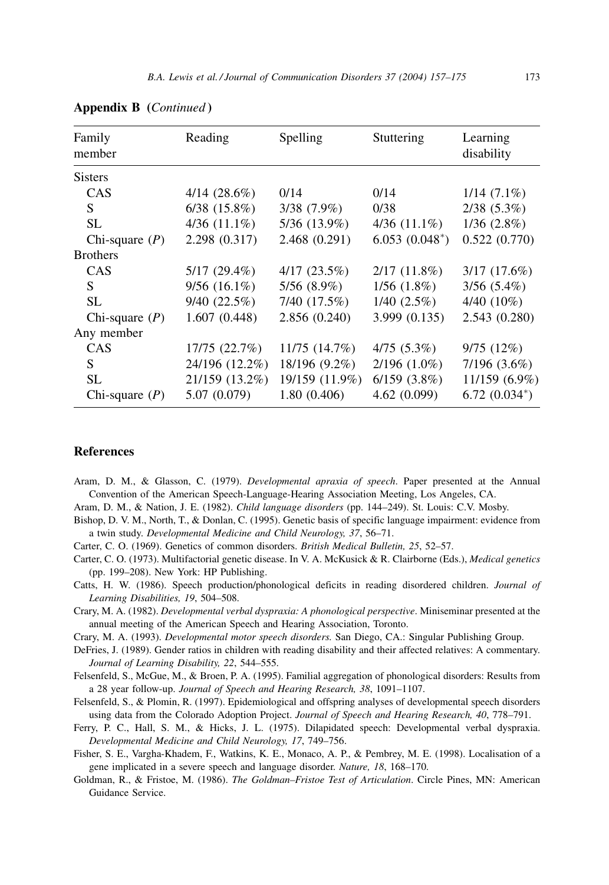**Appendix B** (*Continued*)

| Family member | Reading | Spelling | Stuttering | Learning disability |
|---|---|---|---|---|
| Sisters | | | | |
| CAS | 4/14 (28.6%) | 0/14 | 0/14 | 1/14 (7.1%) |
| S | 6/38 (15.8%) | 3/38 (7.9%) | 0/38 | 2/38 (5.3%) |
| SL | 4/36 (11.1%) | 5/36 (13.9%) | 4/36 (11.1%) | 1/36 (2.8%) |
| Chi-square (*P*) | 2.298 (0.317) | 2.468 (0.291) | 6.053 (0.048*) | 0.522 (0.770) |
| Brothers | | | | |
| CAS | 5/17 (29.4%) | 4/17 (23.5%) | 2/17 (11.8%) | 3/17 (17.6%) |
| S | 9/56 (16.1%) | 5/56 (8.9%) | 1/56 (1.8%) | 3/56 (5.4%) |
| SL | 9/40 (22.5%) | 7/40 (17.5%) | 1/40 (2.5%) | 4/40 (10%) |
| Chi-square (*P*) | 1.607 (0.448) | 2.856 (0.240) | 3.999 (0.135) | 2.543 (0.280) |
| Any member | | | | |
| CAS | 17/75 (22.7%) | 11/75 (14.7%) | 4/75 (5.3%) | 9/75 (12%) |
| S | 24/196 (12.2%) | 18/196 (9.2%) | 2/196 (1.0%) | 7/196 (3.6%) |
| SL | 21/159 (13.2%) | 19/159 (11.9%) | 6/159 (3.8%) | 11/159 (6.9%) |
| Chi-square (*P*) | 5.07 (0.079) | 1.80 (0.406) | 4.62 (0.099) | 6.72 (0.034*) |

## References

Aram, D. M., & Glasson, C. (1979). *Developmental apraxia of speech*. Paper presented at the Annual Convention of the American Speech-Language-Hearing Association Meeting, Los Angeles, CA.

Aram, D. M., & Nation, J. E. (1982). *Child language disorders* (pp. 144–249). St. Louis: C.V. Mosby.

Bishop, D. V. M., North, T., & Donlan, C. (1995). Genetic basis of specific language impairment: evidence from a twin study. *Developmental Medicine and Child Neurology, 37*, 56–71.

Carter, C. O. (1969). Genetics of common disorders. *British Medical Bulletin, 25*, 52–57.

Carter, C. O. (1973). Multifactorial genetic disease. In V. A. McKusick & R. Clairborne (Eds.), *Medical genetics* (pp. 199–208). New York: HP Publishing.

Catts, H. W. (1986). Speech production/phonological deficits in reading disordered children. *Journal of Learning Disabilities, 19*, 504–508.

Crary, M. A. (1982). *Developmental verbal dyspraxia: A phonological perspective*. Miniseminar presented at the annual meeting of the American Speech and Hearing Association, Toronto.

Crary, M. A. (1993). *Developmental motor speech disorders.* San Diego, CA.: Singular Publishing Group.

DeFries, J. (1989). Gender ratios in children with reading disability and their affected relatives: A commentary. *Journal of Learning Disability, 22*, 544–555.

Felsenfeld, S., McGue, M., & Broen, P. A. (1995). Familial aggregation of phonological disorders: Results from a 28 year follow-up. *Journal of Speech and Hearing Research, 38*, 1091–1107.

Felsenfeld, S., & Plomin, R. (1997). Epidemiological and offspring analyses of developmental speech disorders using data from the Colorado Adoption Project. *Journal of Speech and Hearing Research, 40*, 778–791.

Ferry, P. C., Hall, S. M., & Hicks, J. L. (1975). Dilapidated speech: Developmental verbal dyspraxia. *Developmental Medicine and Child Neurology, 17*, 749–756.

Fisher, S. E., Vargha-Khadem, F., Watkins, K. E., Monaco, A. P., & Pembrey, M. E. (1998). Localisation of a gene implicated in a severe speech and language disorder. *Nature, 18*, 168–170.

Goldman, R., & Fristoe, M. (1986). *The Goldman–Fristoe Test of Articulation*. Circle Pines, MN: American Guidance Service.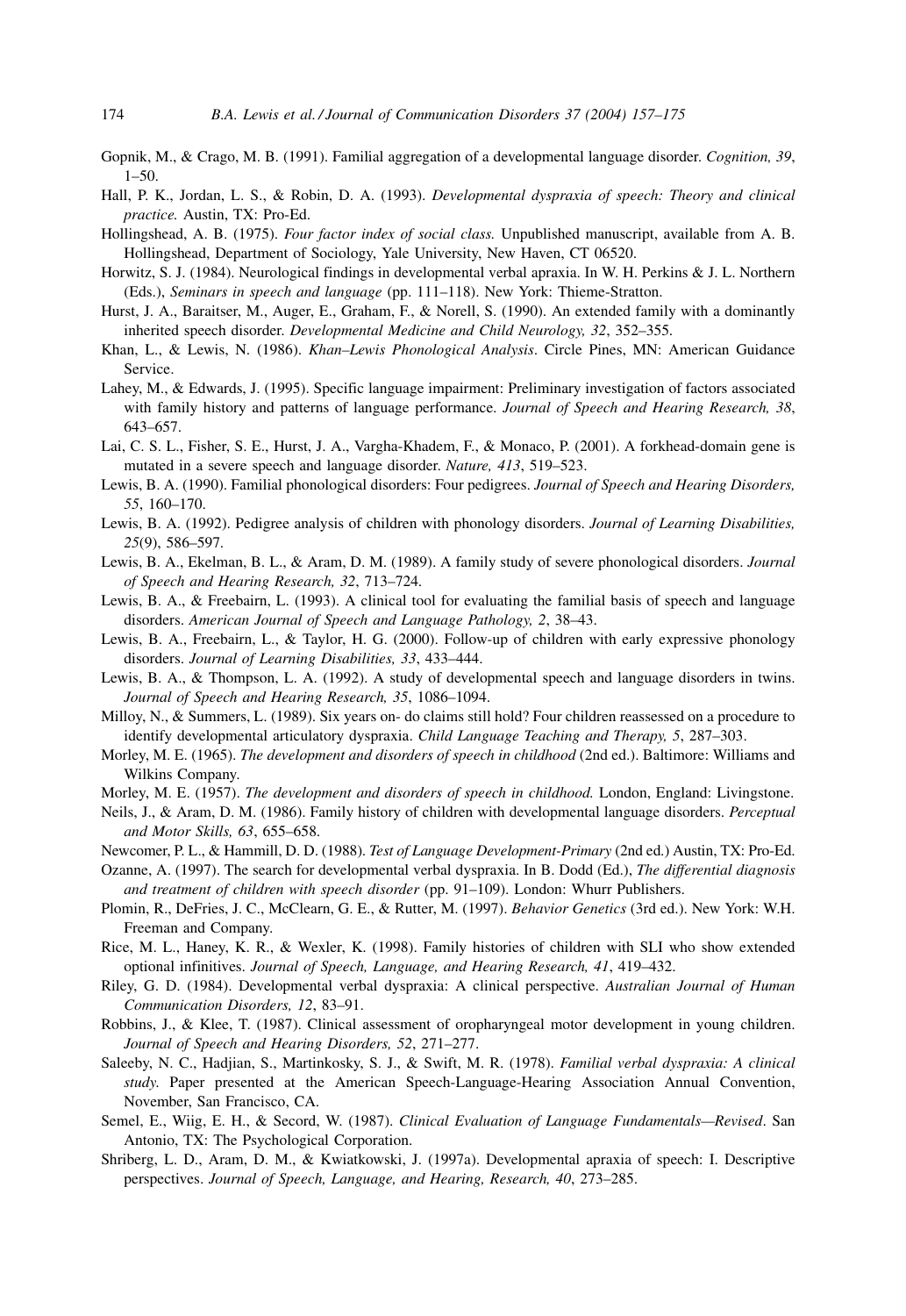Gopnik, M., & Crago, M. B. (1991). Familial aggregation of a developmental language disorder. *Cognition, 39*, 1–50.

Hall, P. K., Jordan, L. S., & Robin, D. A. (1993). *Developmental dyspraxia of speech: Theory and clinical practice.* Austin, TX: Pro-Ed.

Hollingshead, A. B. (1975). *Four factor index of social class.* Unpublished manuscript, available from A. B. Hollingshead, Department of Sociology, Yale University, New Haven, CT 06520.

Horwitz, S. J. (1984). Neurological findings in developmental verbal apraxia. In W. H. Perkins & J. L. Northern (Eds.), *Seminars in speech and language* (pp. 111–118). New York: Thieme-Stratton.

Hurst, J. A., Baraitser, M., Auger, E., Graham, F., & Norell, S. (1990). An extended family with a dominantly inherited speech disorder. *Developmental Medicine and Child Neurology, 32*, 352–355.

Khan, L., & Lewis, N. (1986). *Khan–Lewis Phonological Analysis*. Circle Pines, MN: American Guidance Service.

Lahey, M., & Edwards, J. (1995). Specific language impairment: Preliminary investigation of factors associated with family history and patterns of language performance. *Journal of Speech and Hearing Research, 38*, 643–657.

Lai, C. S. L., Fisher, S. E., Hurst, J. A., Vargha-Khadem, F., & Monaco, P. (2001). A forkhead-domain gene is mutated in a severe speech and language disorder. *Nature, 413*, 519–523.

Lewis, B. A. (1990). Familial phonological disorders: Four pedigrees. *Journal of Speech and Hearing Disorders, 55*, 160–170.

Lewis, B. A. (1992). Pedigree analysis of children with phonology disorders. *Journal of Learning Disabilities, 25*(9), 586–597.

Lewis, B. A., Ekelman, B. L., & Aram, D. M. (1989). A family study of severe phonological disorders. *Journal of Speech and Hearing Research, 32*, 713–724.

Lewis, B. A., & Freebairn, L. (1993). A clinical tool for evaluating the familial basis of speech and language disorders. *American Journal of Speech and Language Pathology, 2*, 38–43.

Lewis, B. A., Freebairn, L., & Taylor, H. G. (2000). Follow-up of children with early expressive phonology disorders. *Journal of Learning Disabilities, 33*, 433–444.

Lewis, B. A., & Thompson, L. A. (1992). A study of developmental speech and language disorders in twins. *Journal of Speech and Hearing Research, 35*, 1086–1094.

Milloy, N., & Summers, L. (1989). Six years on- do claims still hold? Four children reassessed on a procedure to identify developmental articulatory dyspraxia. *Child Language Teaching and Therapy, 5*, 287–303.

Morley, M. E. (1965). *The development and disorders of speech in childhood* (2nd ed.). Baltimore: Williams and Wilkins Company.

Morley, M. E. (1957). *The development and disorders of speech in childhood.* London, England: Livingstone.

Neils, J., & Aram, D. M. (1986). Family history of children with developmental language disorders. *Perceptual and Motor Skills, 63*, 655–658.

Newcomer, P. L., & Hammill, D. D. (1988). *Test of Language Development-Primary* (2nd ed.) Austin, TX: Pro-Ed.

Ozanne, A. (1997). The search for developmental verbal dyspraxia. In B. Dodd (Ed.), *The differential diagnosis and treatment of children with speech disorder* (pp. 91–109). London: Whurr Publishers.

Plomin, R., DeFries, J. C., McClearn, G. E., & Rutter, M. (1997). *Behavior Genetics* (3rd ed.). New York: W.H. Freeman and Company.

Rice, M. L., Haney, K. R., & Wexler, K. (1998). Family histories of children with SLI who show extended optional infinitives. *Journal of Speech, Language, and Hearing Research, 41*, 419–432.

Riley, G. D. (1984). Developmental verbal dyspraxia: A clinical perspective. *Australian Journal of Human Communication Disorders, 12*, 83–91.

Robbins, J., & Klee, T. (1987). Clinical assessment of oropharyngeal motor development in young children. *Journal of Speech and Hearing Disorders, 52*, 271–277.

Saleeby, N. C., Hadjian, S., Martinkosky, S. J., & Swift, M. R. (1978). *Familial verbal dyspraxia: A clinical study.* Paper presented at the American Speech-Language-Hearing Association Annual Convention, November, San Francisco, CA.

Semel, E., Wiig, E. H., & Secord, W. (1987). *Clinical Evaluation of Language Fundamentals—Revised*. San Antonio, TX: The Psychological Corporation.

Shriberg, L. D., Aram, D. M., & Kwiatkowski, J. (1997a). Developmental apraxia of speech: I. Descriptive perspectives. *Journal of Speech, Language, and Hearing, Research, 40*, 273–285.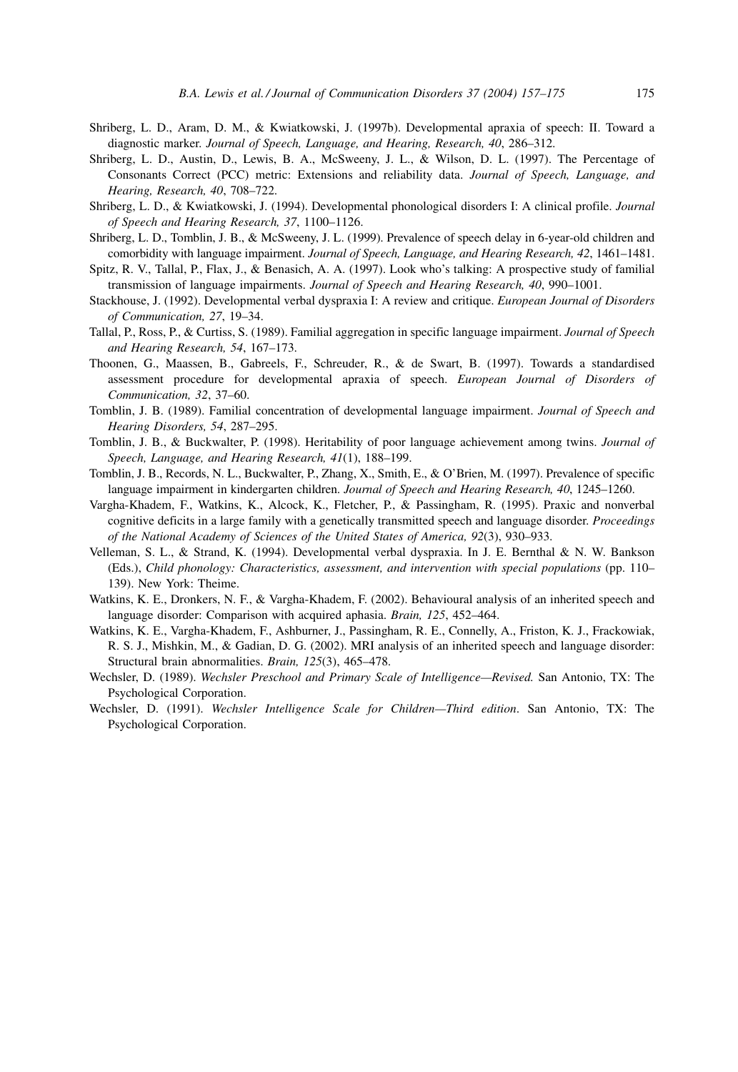Shriberg, L. D., Aram, D. M., & Kwiatkowski, J. (1997b). Developmental apraxia of speech: II. Toward a diagnostic marker. *Journal of Speech, Language, and Hearing, Research, 40*, 286–312.

Shriberg, L. D., Austin, D., Lewis, B. A., McSweeny, J. L., & Wilson, D. L. (1997). The Percentage of Consonants Correct (PCC) metric: Extensions and reliability data. *Journal of Speech, Language, and Hearing, Research, 40*, 708–722.

Shriberg, L. D., & Kwiatkowski, J. (1994). Developmental phonological disorders I: A clinical profile. *Journal of Speech and Hearing Research, 37*, 1100–1126.

Shriberg, L. D., Tomblin, J. B., & McSweeny, J. L. (1999). Prevalence of speech delay in 6-year-old children and comorbidity with language impairment. *Journal of Speech, Language, and Hearing Research, 42*, 1461–1481.

Spitz, R. V., Tallal, P., Flax, J., & Benasich, A. A. (1997). Look who's talking: A prospective study of familial transmission of language impairments. *Journal of Speech and Hearing Research, 40*, 990–1001.

Stackhouse, J. (1992). Developmental verbal dyspraxia I: A review and critique. *European Journal of Disorders of Communication, 27*, 19–34.

Tallal, P., Ross, P., & Curtiss, S. (1989). Familial aggregation in specific language impairment. *Journal of Speech and Hearing Research, 54*, 167–173.

Thoonen, G., Maassen, B., Gabreels, F., Schreuder, R., & de Swart, B. (1997). Towards a standardised assessment procedure for developmental apraxia of speech. *European Journal of Disorders of Communication, 32*, 37–60.

Tomblin, J. B. (1989). Familial concentration of developmental language impairment. *Journal of Speech and Hearing Disorders, 54*, 287–295.

Tomblin, J. B., & Buckwalter, P. (1998). Heritability of poor language achievement among twins. *Journal of Speech, Language, and Hearing Research, 41*(1), 188–199.

Tomblin, J. B., Records, N. L., Buckwalter, P., Zhang, X., Smith, E., & O'Brien, M. (1997). Prevalence of specific language impairment in kindergarten children. *Journal of Speech and Hearing Research, 40*, 1245–1260.

Vargha-Khadem, F., Watkins, K., Alcock, K., Fletcher, P., & Passingham, R. (1995). Praxic and nonverbal cognitive deficits in a large family with a genetically transmitted speech and language disorder. *Proceedings of the National Academy of Sciences of the United States of America, 92*(3), 930–933.

Velleman, S. L., & Strand, K. (1994). Developmental verbal dyspraxia. In J. E. Bernthal & N. W. Bankson (Eds.), *Child phonology: Characteristics, assessment, and intervention with special populations* (pp. 110–139). New York: Theime.

Watkins, K. E., Dronkers, N. F., & Vargha-Khadem, F. (2002). Behavioural analysis of an inherited speech and language disorder: Comparison with acquired aphasia. *Brain, 125*, 452–464.

Watkins, K. E., Vargha-Khadem, F., Ashburner, J., Passingham, R. E., Connelly, A., Friston, K. J., Frackowiak, R. S. J., Mishkin, M., & Gadian, D. G. (2002). MRI analysis of an inherited speech and language disorder: Structural brain abnormalities. *Brain, 125*(3), 465–478.

Wechsler, D. (1989). *Wechsler Preschool and Primary Scale of Intelligence—Revised.* San Antonio, TX: The Psychological Corporation.

Wechsler, D. (1991). *Wechsler Intelligence Scale for Children—Third edition*. San Antonio, TX: The Psychological Corporation.